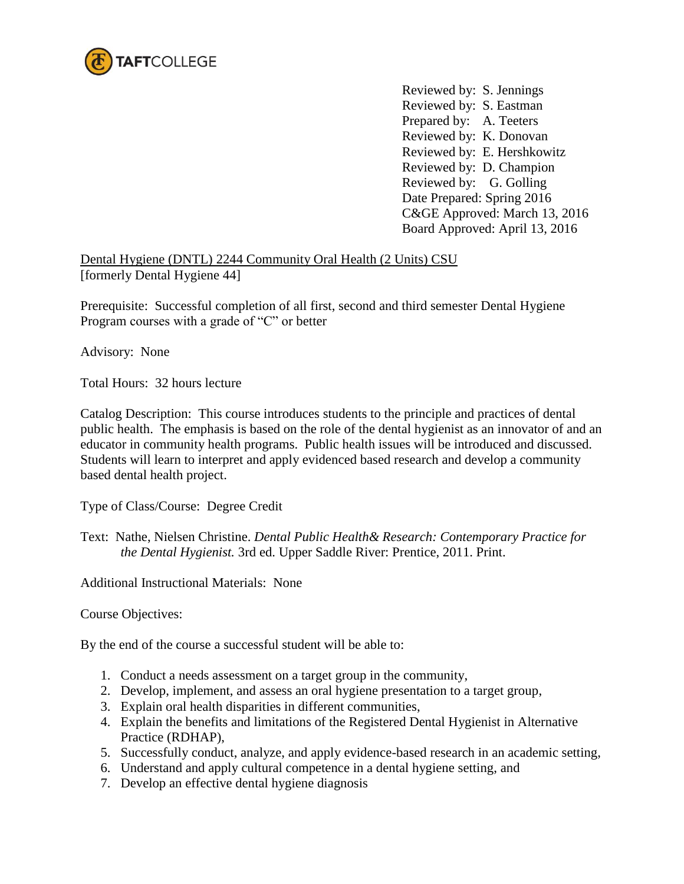TAFTCOLLEGE

Reviewed by: S. Jennings
Reviewed by: S. Eastman
Prepared by: A. Teeters
Reviewed by: K. Donovan
Reviewed by: E. Hershkowitz
Reviewed by: D. Champion
Reviewed by: G. Golling
Date Prepared: Spring 2016
C&GE Approved: March 13, 2016
Board Approved: April 13, 2016

Dental Hygiene (DNTL) 2244 Community Oral Health (2 Units) CSU
[formerly Dental Hygiene 44]

Prerequisite: Successful completion of all first, second and third semester Dental Hygiene Program courses with a grade of "C" or better

Advisory: None

Total Hours: 32 hours lecture

Catalog Description: This course introduces students to the principle and practices of dental public health. The emphasis is based on the role of the dental hygienist as an innovator of and an educator in community health programs. Public health issues will be introduced and discussed. Students will learn to interpret and apply evidenced based research and develop a community based dental health project.

Type of Class/Course: Degree Credit

Text: Nathe, Nielsen Christine. *Dental Public Health& Research: Contemporary Practice for the Dental Hygienist.* 3rd ed. Upper Saddle River: Prentice, 2011. Print.

Additional Instructional Materials: None

Course Objectives:

By the end of the course a successful student will be able to:

1. Conduct a needs assessment on a target group in the community,
2. Develop, implement, and assess an oral hygiene presentation to a target group,
3. Explain oral health disparities in different communities,
4. Explain the benefits and limitations of the Registered Dental Hygienist in Alternative Practice (RDHAP),
5. Successfully conduct, analyze, and apply evidence-based research in an academic setting,
6. Understand and apply cultural competence in a dental hygiene setting, and
7. Develop an effective dental hygiene diagnosis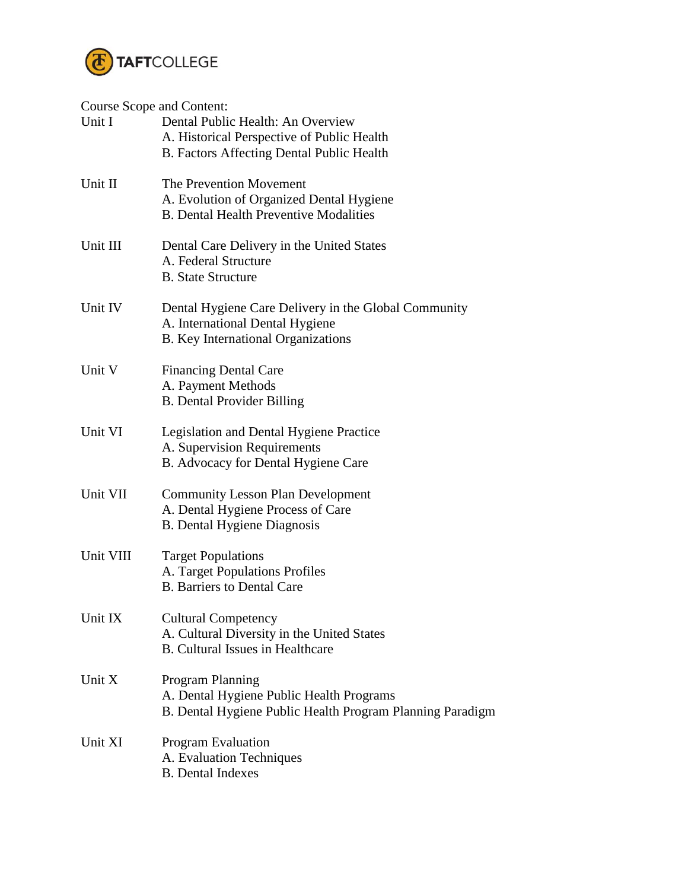Course Scope and Content:

Unit I — Dental Public Health: An Overview
- A. Historical Perspective of Public Health
- B. Factors Affecting Dental Public Health

Unit II — The Prevention Movement
- A. Evolution of Organized Dental Hygiene
- B. Dental Health Preventive Modalities

Unit III — Dental Care Delivery in the United States
- A. Federal Structure
- B. State Structure

Unit IV — Dental Hygiene Care Delivery in the Global Community
- A. International Dental Hygiene
- B. Key International Organizations

Unit V — Financing Dental Care
- A. Payment Methods
- B. Dental Provider Billing

Unit VI — Legislation and Dental Hygiene Practice
- A. Supervision Requirements
- B. Advocacy for Dental Hygiene Care

Unit VII — Community Lesson Plan Development
- A. Dental Hygiene Process of Care
- B. Dental Hygiene Diagnosis

Unit VIII — Target Populations
- A. Target Populations Profiles
- B. Barriers to Dental Care

Unit IX — Cultural Competency
- A. Cultural Diversity in the United States
- B. Cultural Issues in Healthcare

Unit X — Program Planning
- A. Dental Hygiene Public Health Programs
- B. Dental Hygiene Public Health Program Planning Paradigm

Unit XI — Program Evaluation
- A. Evaluation Techniques
- B. Dental Indexes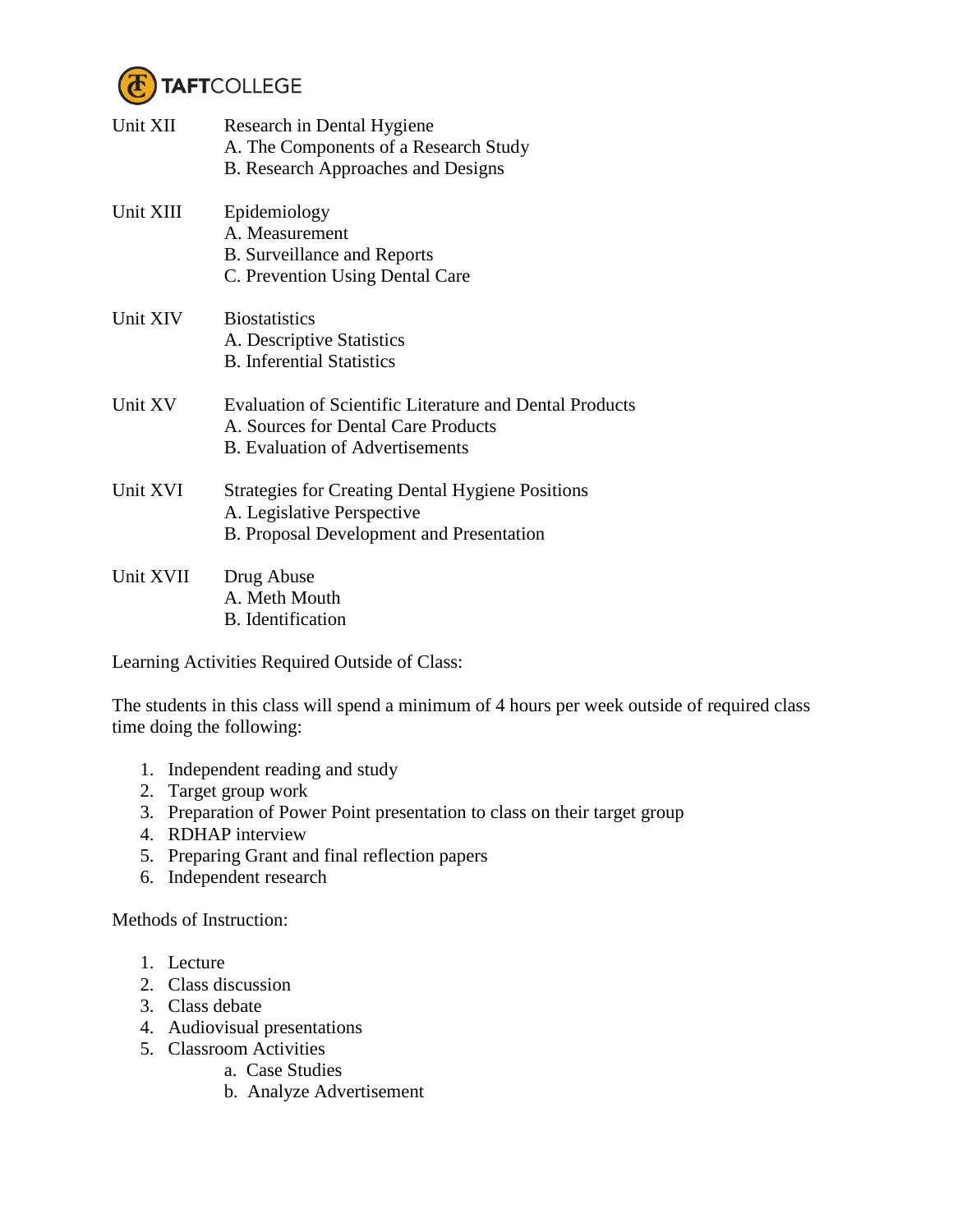Unit XII Research in Dental Hygiene
- A. The Components of a Research Study
- B. Research Approaches and Designs

Unit XIII Epidemiology
- A. Measurement
- B. Surveillance and Reports
- C. Prevention Using Dental Care

Unit XIV Biostatistics
- A. Descriptive Statistics
- B. Inferential Statistics

Unit XV Evaluation of Scientific Literature and Dental Products
- A. Sources for Dental Care Products
- B. Evaluation of Advertisements

Unit XVI Strategies for Creating Dental Hygiene Positions
- A. Legislative Perspective
- B. Proposal Development and Presentation

Unit XVII Drug Abuse
- A. Meth Mouth
- B. Identification

Learning Activities Required Outside of Class:

The students in this class will spend a minimum of 4 hours per week outside of required class time doing the following:

1. Independent reading and study
2. Target group work
3. Preparation of Power Point presentation to class on their target group
4. RDHAP interview
5. Preparing Grant and final reflection papers
6. Independent research

Methods of Instruction:

1. Lecture
2. Class discussion
3. Class debate
4. Audiovisual presentations
5. Classroom Activities
    a. Case Studies
    b. Analyze Advertisement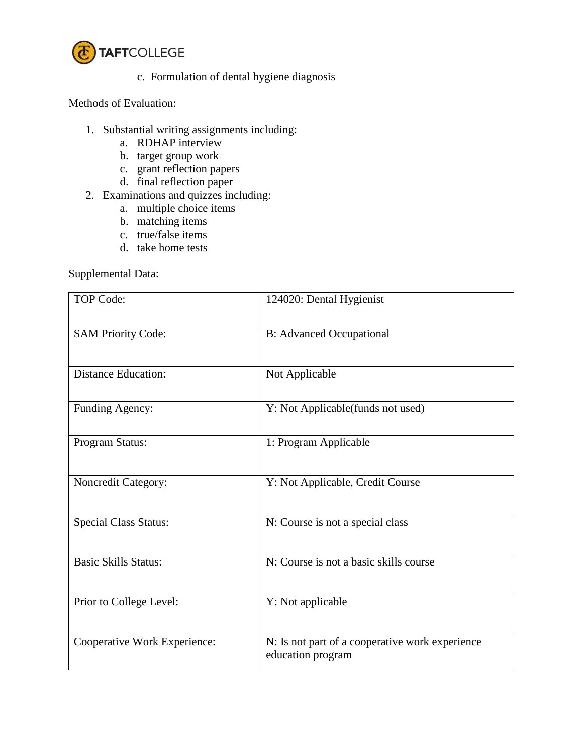c. Formulation of dental hygiene diagnosis

Methods of Evaluation:

1. Substantial writing assignments including:
    a. RDHAP interview
    b. target group work
    c. grant reflection papers
    d. final reflection paper
2. Examinations and quizzes including:
    a. multiple choice items
    b. matching items
    c. true/false items
    d. take home tests

Supplemental Data:

| TOP Code: | 124020: Dental Hygienist |
|---|---|
| SAM Priority Code: | B: Advanced Occupational |
| Distance Education: | Not Applicable |
| Funding Agency: | Y: Not Applicable(funds not used) |
| Program Status: | 1: Program Applicable |
| Noncredit Category: | Y: Not Applicable, Credit Course |
| Special Class Status: | N: Course is not a special class |
| Basic Skills Status: | N: Course is not a basic skills course |
| Prior to College Level: | Y: Not applicable |
| Cooperative Work Experience: | N: Is not part of a cooperative work experience education program |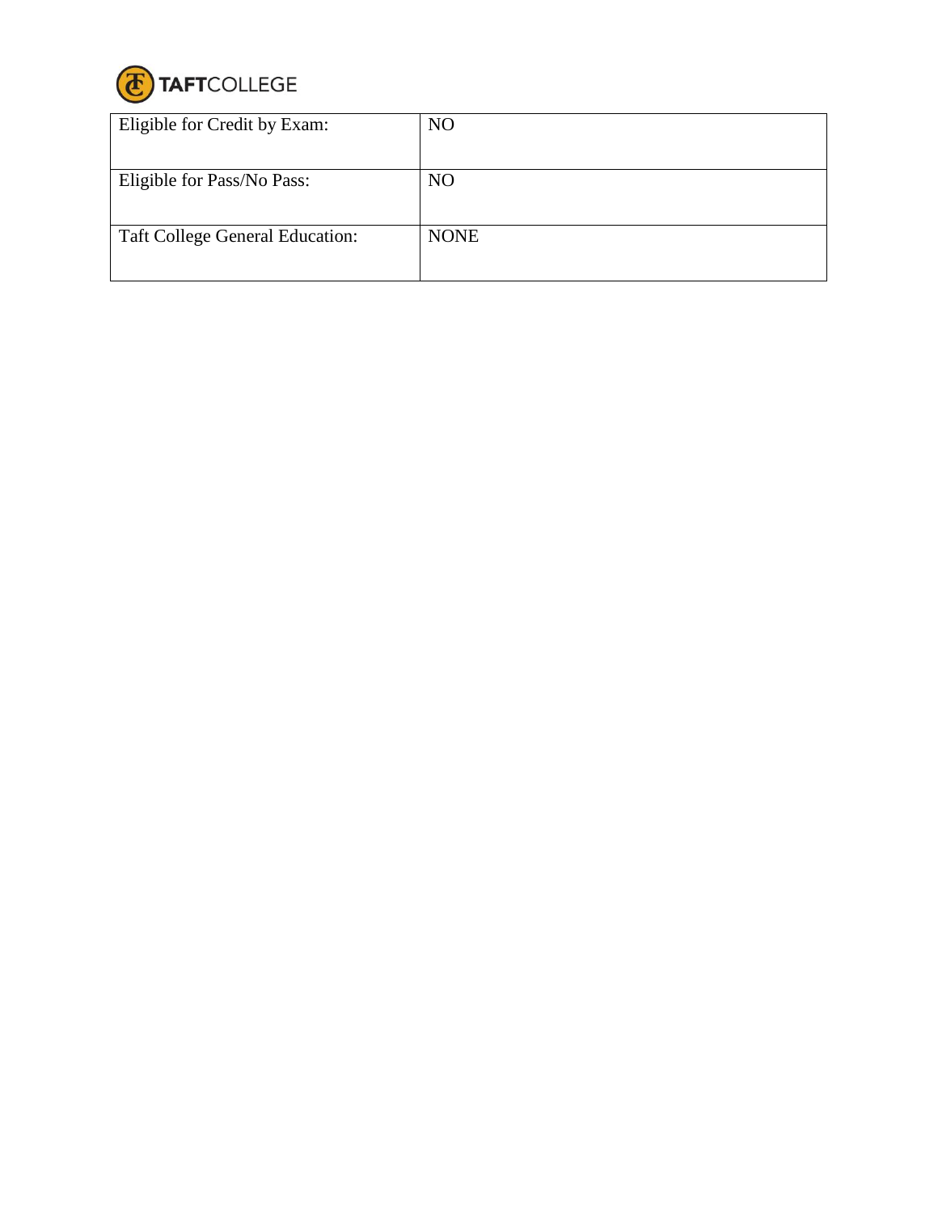| | |
|---|---|
| Eligible for Credit by Exam: | NO |
| Eligible for Pass/No Pass: | NO |
| Taft College General Education: | NONE |